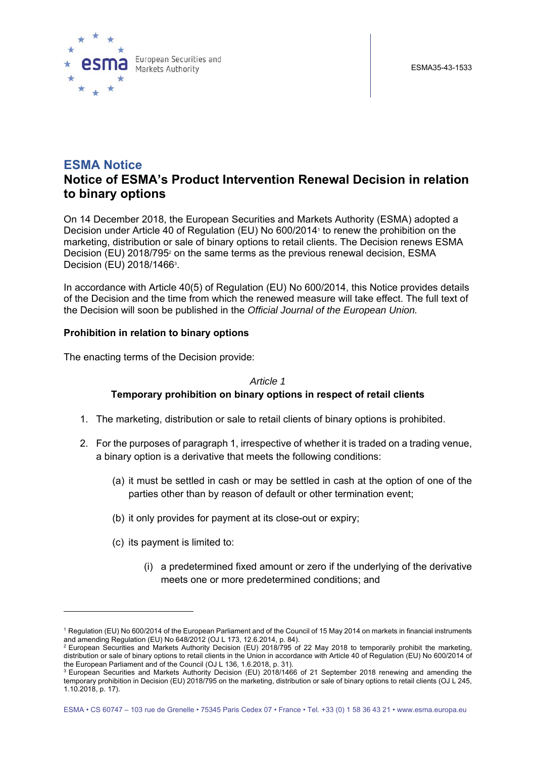ESMA35-43-1533

# ESMA Notice

## Notice of ESMA's Product Intervention Renewal Decision in relation to binary options

On 14 December 2018, the European Securities and Markets Authority (ESMA) adopted a Decision under Article 40 of Regulation (EU) No 600/2014[1] to renew the prohibition on the marketing, distribution or sale of binary options to retail clients. The Decision renews ESMA Decision (EU) 2018/795[2] on the same terms as the previous renewal decision, ESMA Decision (EU) 2018/1466[3].

In accordance with Article 40(5) of Regulation (EU) No 600/2014, this Notice provides details of the Decision and the time from which the renewed measure will take effect. The full text of the Decision will soon be published in the *Official Journal of the European Union.*

**Prohibition in relation to binary options**

The enacting terms of the Decision provide:

*Article 1*

**Temporary prohibition on binary options in respect of retail clients**

1. The marketing, distribution or sale to retail clients of binary options is prohibited.

2. For the purposes of paragraph 1, irrespective of whether it is traded on a trading venue, a binary option is a derivative that meets the following conditions:

   (a) it must be settled in cash or may be settled in cash at the option of one of the parties other than by reason of default or other termination event;

   (b) it only provides for payment at its close-out or expiry;

   (c) its payment is limited to:

      (i) a predetermined fixed amount or zero if the underlying of the derivative meets one or more predetermined conditions; and

---

[1] Regulation (EU) No 600/2014 of the European Parliament and of the Council of 15 May 2014 on markets in financial instruments and amending Regulation (EU) No 648/2012 (OJ L 173, 12.6.2014, p. 84).

[2] European Securities and Markets Authority Decision (EU) 2018/795 of 22 May 2018 to temporarily prohibit the marketing, distribution or sale of binary options to retail clients in the Union in accordance with Article 40 of Regulation (EU) No 600/2014 of the European Parliament and of the Council (OJ L 136, 1.6.2018, p. 31).

[3] European Securities and Markets Authority Decision (EU) 2018/1466 of 21 September 2018 renewing and amending the temporary prohibition in Decision (EU) 2018/795 on the marketing, distribution or sale of binary options to retail clients (OJ L 245, 1.10.2018, p. 17).

ESMA • CS 60747 – 103 rue de Grenelle • 75345 Paris Cedex 07 • France • Tel. +33 (0) 1 58 36 43 21 • www.esma.europa.eu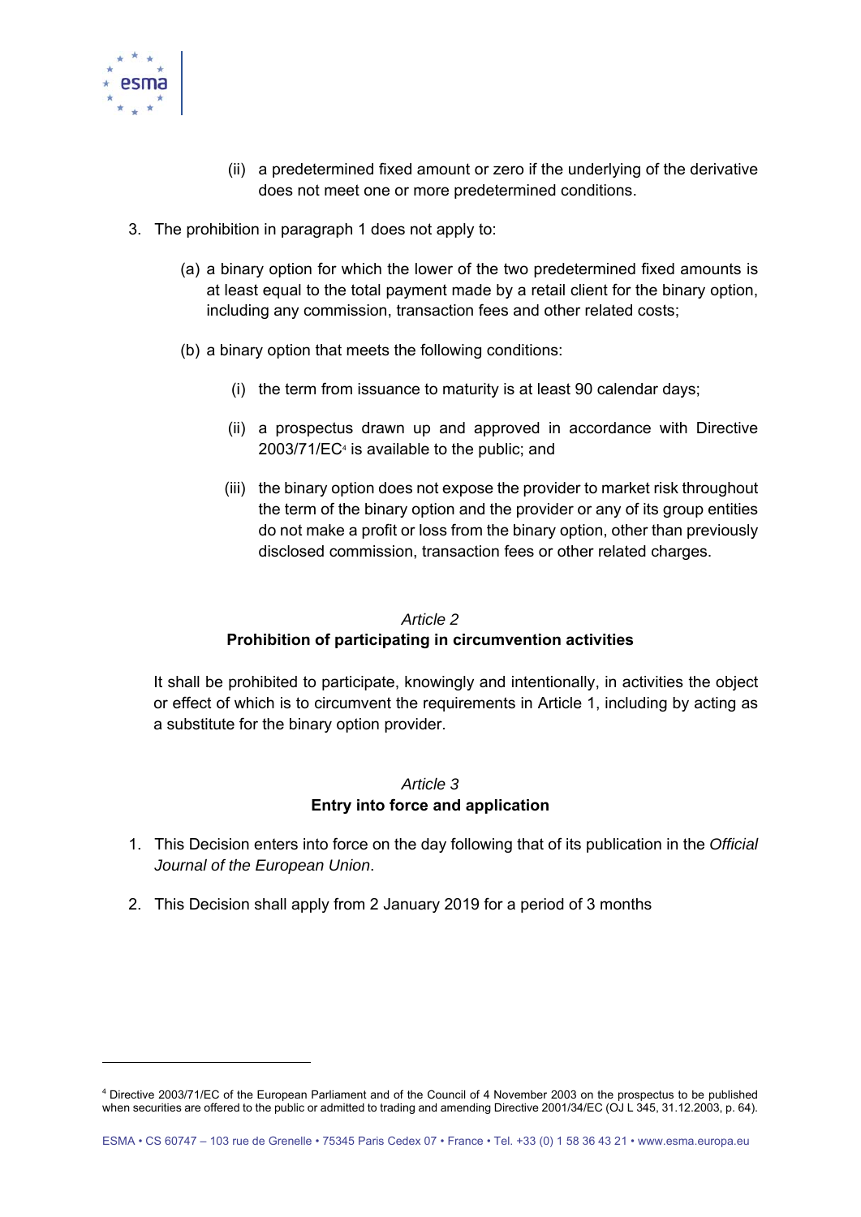(ii) a predetermined fixed amount or zero if the underlying of the derivative does not meet one or more predetermined conditions.

3. The prohibition in paragraph 1 does not apply to:

   (a) a binary option for which the lower of the two predetermined fixed amounts is at least equal to the total payment made by a retail client for the binary option, including any commission, transaction fees and other related costs;

   (b) a binary option that meets the following conditions:

      (i) the term from issuance to maturity is at least 90 calendar days;

      (ii) a prospectus drawn up and approved in accordance with Directive 2003/71/EC[4] is available to the public; and

      (iii) the binary option does not expose the provider to market risk throughout the term of the binary option and the provider or any of its group entities do not make a profit or loss from the binary option, other than previously disclosed commission, transaction fees or other related charges.

*Article 2*

**Prohibition of participating in circumvention activities**

It shall be prohibited to participate, knowingly and intentionally, in activities the object or effect of which is to circumvent the requirements in Article 1, including by acting as a substitute for the binary option provider.

*Article 3*

**Entry into force and application**

1. This Decision enters into force on the day following that of its publication in the *Official Journal of the European Union*.

2. This Decision shall apply from 2 January 2019 for a period of 3 months

[4] Directive 2003/71/EC of the European Parliament and of the Council of 4 November 2003 on the prospectus to be published when securities are offered to the public or admitted to trading and amending Directive 2001/34/EC (OJ L 345, 31.12.2003, p. 64).